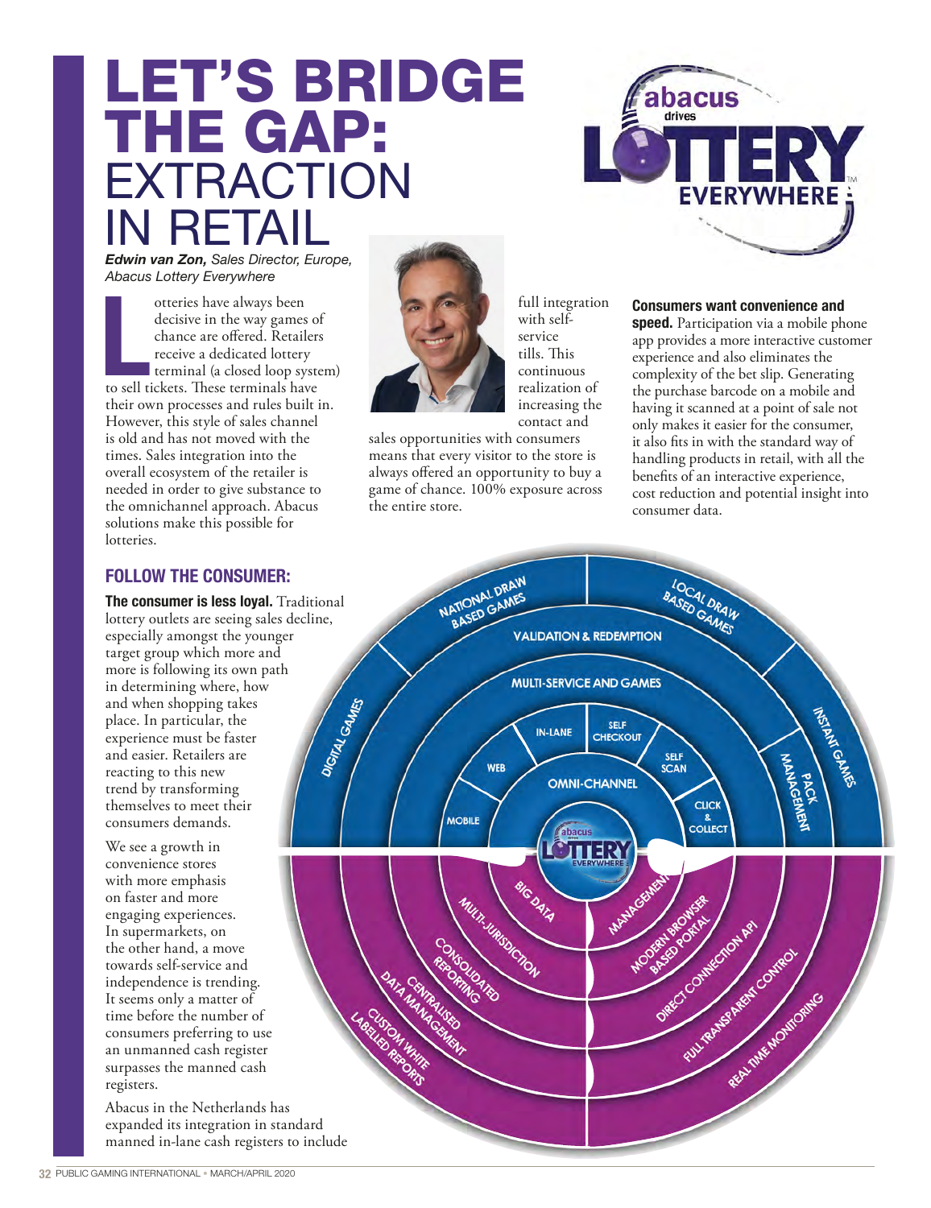# LET'S BRIDGE THE GAP: EXTRACTION IN RETAIL

***Edwin van Zon,** Sales Director, Europe, Abacus Lottery Everywhere*

Lotteries have always been decisive in the way games of chance are offered. Retailers receive a dedicated lottery terminal (a closed loop system) to sell tickets. These terminals have their own processes and rules built in. However, this style of sales channel is old and has not moved with the times. Sales integration into the overall ecosystem of the retailer is needed in order to give substance to the omnichannel approach. Abacus solutions make this possible for lotteries.

## FOLLOW THE CONSUMER:

**The consumer is less loyal.** Traditional lottery outlets are seeing sales decline, especially amongst the younger target group which more and more is following its own path in determining where, how and when shopping takes place. In particular, the experience must be faster and easier. Retailers are reacting to this new trend by transforming themselves to meet their consumers demands.

We see a growth in convenience stores with more emphasis on faster and more engaging experiences. In supermarkets, on the other hand, a move towards self-service and independence is trending. It seems only a matter of time before the number of consumers preferring to use an unmanned cash register surpasses the manned cash registers.

Abacus in the Netherlands has expanded its integration in standard manned in-lane cash registers to include full integration with self-service tills. This continuous realization of increasing the contact and sales opportunities with consumers means that every visitor to the store is always offered an opportunity to buy a game of chance. 100% exposure across the entire store.

**Consumers want convenience and speed.** Participation via a mobile phone app provides a more interactive customer experience and also eliminates the complexity of the bet slip. Generating the purchase barcode on a mobile and having it scanned at a point of sale not only makes it easier for the consumer, it also fits in with the standard way of handling products in retail, with all the benefits of an interactive experience, cost reduction and potential insight into consumer data.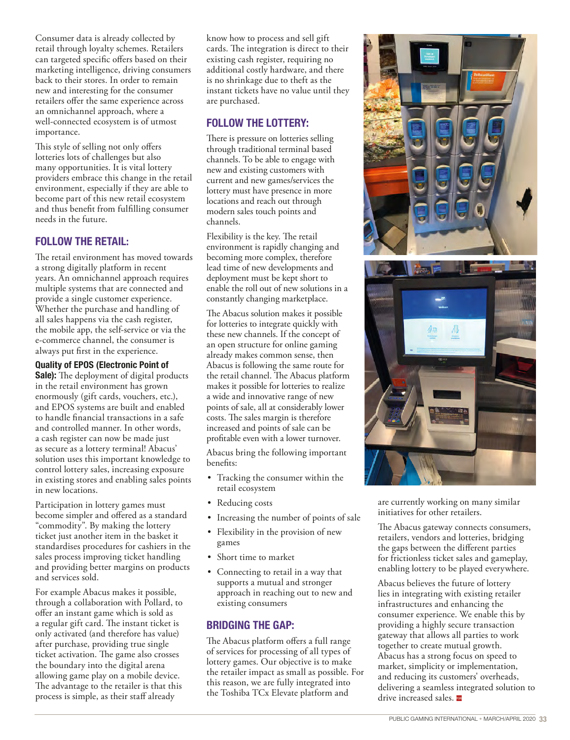Consumer data is already collected by retail through loyalty schemes. Retailers can targeted specific offers based on their marketing intelligence, driving consumers back to their stores. In order to remain new and interesting for the consumer retailers offer the same experience across an omnichannel approach, where a well-connected ecosystem is of utmost importance.

This style of selling not only offers lotteries lots of challenges but also many opportunities. It is vital lottery providers embrace this change in the retail environment, especially if they are able to become part of this new retail ecosystem and thus benefit from fulfilling consumer needs in the future.

## FOLLOW THE RETAIL:

The retail environment has moved towards a strong digitally platform in recent years. An omnichannel approach requires multiple systems that are connected and provide a single customer experience. Whether the purchase and handling of all sales happens via the cash register, the mobile app, the self-service or via the e-commerce channel, the consumer is always put first in the experience.

**Quality of EPOS (Electronic Point of Sale):** The deployment of digital products in the retail environment has grown enormously (gift cards, vouchers, etc.), and EPOS systems are built and enabled to handle financial transactions in a safe and controlled manner. In other words, a cash register can now be made just as secure as a lottery terminal! Abacus' solution uses this important knowledge to control lottery sales, increasing exposure in existing stores and enabling sales points in new locations.

Participation in lottery games must become simpler and offered as a standard "commodity". By making the lottery ticket just another item in the basket it standardises procedures for cashiers in the sales process improving ticket handling and providing better margins on products and services sold.

For example Abacus makes it possible, through a collaboration with Pollard, to offer an instant game which is sold as a regular gift card. The instant ticket is only activated (and therefore has value) after purchase, providing true single ticket activation. The game also crosses the boundary into the digital arena allowing game play on a mobile device. The advantage to the retailer is that this process is simple, as their staff already know how to process and sell gift cards. The integration is direct to their existing cash register, requiring no additional costly hardware, and there is no shrinkage due to theft as the instant tickets have no value until they are purchased.

## FOLLOW THE LOTTERY:

There is pressure on lotteries selling through traditional terminal based channels. To be able to engage with new and existing customers with current and new games/services the lottery must have presence in more locations and reach out through modern sales touch points and channels.

Flexibility is the key. The retail environment is rapidly changing and becoming more complex, therefore lead time of new developments and deployment must be kept short to enable the roll out of new solutions in a constantly changing marketplace.

The Abacus solution makes it possible for lotteries to integrate quickly with these new channels. If the concept of an open structure for online gaming already makes common sense, then Abacus is following the same route for the retail channel. The Abacus platform makes it possible for lotteries to realize a wide and innovative range of new points of sale, all at considerably lower costs. The sales margin is therefore increased and points of sale can be profitable even with a lower turnover.

Abacus bring the following important benefits:

- Tracking the consumer within the retail ecosystem
- Reducing costs
- Increasing the number of points of sale
- Flexibility in the provision of new games
- Short time to market
- Connecting to retail in a way that supports a mutual and stronger approach in reaching out to new and existing consumers

## BRIDGING THE GAP:

The Abacus platform offers a full range of services for processing of all types of lottery games. Our objective is to make the retailer impact as small as possible. For this reason, we are fully integrated into the Toshiba TCx Elevate platform and are currently working on many similar initiatives for other retailers.

The Abacus gateway connects consumers, retailers, vendors and lotteries, bridging the gaps between the different parties for frictionless ticket sales and gameplay, enabling lottery to be played everywhere.

Abacus believes the future of lottery lies in integrating with existing retailer infrastructures and enhancing the consumer experience. We enable this by providing a highly secure transaction gateway that allows all parties to work together to create mutual growth. Abacus has a strong focus on speed to market, simplicity or implementation, and reducing its customers' overheads, delivering a seamless integrated solution to drive increased sales.